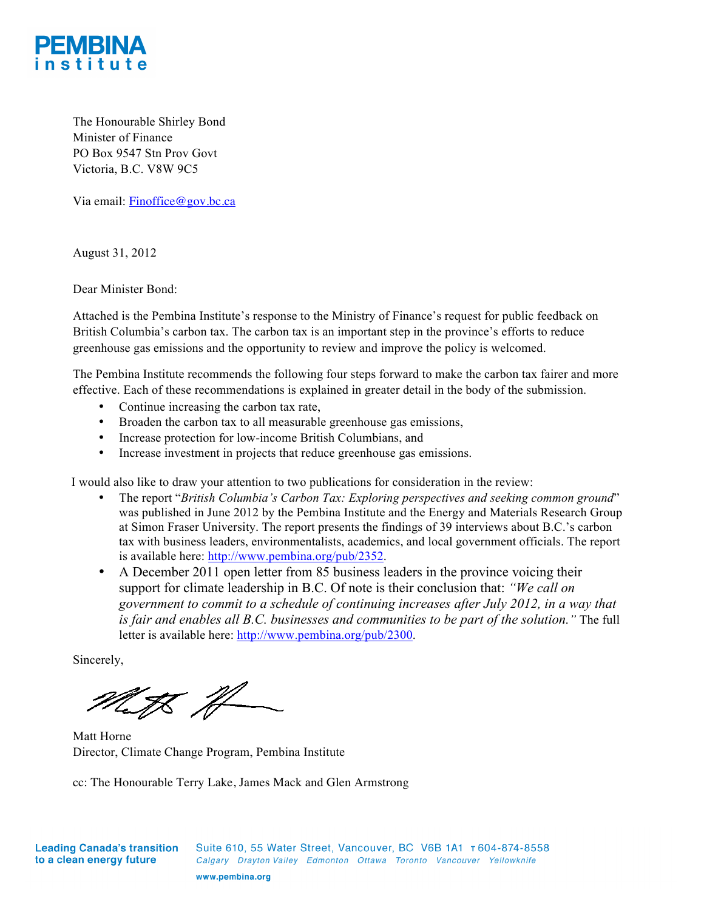**PEMBINA**
**institute**

The Honourable Shirley Bond
Minister of Finance
PO Box 9547 Stn Prov Govt
Victoria, B.C. V8W 9C5

Via email: Finoffice@gov.bc.ca

August 31, 2012

Dear Minister Bond:

Attached is the Pembina Institute's response to the Ministry of Finance's request for public feedback on British Columbia's carbon tax. The carbon tax is an important step in the province's efforts to reduce greenhouse gas emissions and the opportunity to review and improve the policy is welcomed.

The Pembina Institute recommends the following four steps forward to make the carbon tax fairer and more effective. Each of these recommendations is explained in greater detail in the body of the submission.

- Continue increasing the carbon tax rate,
- Broaden the carbon tax to all measurable greenhouse gas emissions,
- Increase protection for low-income British Columbians, and
- Increase investment in projects that reduce greenhouse gas emissions.

I would also like to draw your attention to two publications for consideration in the review:

- The report "*British Columbia's Carbon Tax: Exploring perspectives and seeking common ground*" was published in June 2012 by the Pembina Institute and the Energy and Materials Research Group at Simon Fraser University. The report presents the findings of 39 interviews about B.C.'s carbon tax with business leaders, environmentalists, academics, and local government officials. The report is available here: http://www.pembina.org/pub/2352.
- A December 2011 open letter from 85 business leaders in the province voicing their support for climate leadership in B.C. Of note is their conclusion that: *"We call on government to commit to a schedule of continuing increases after July 2012, in a way that is fair and enables all B.C. businesses and communities to be part of the solution."* The full letter is available here: http://www.pembina.org/pub/2300.

Sincerely,

Matt Horne
Director, Climate Change Program, Pembina Institute

cc: The Honourable Terry Lake, James Mack and Glen Armstrong

**Leading Canada's transition to a clean energy future**

Suite 610, 55 Water Street, Vancouver, BC V6B 1A1 T 604-874-8558
*Calgary Drayton Valley Edmonton Ottawa Toronto Vancouver Yellowknife*
www.pembina.org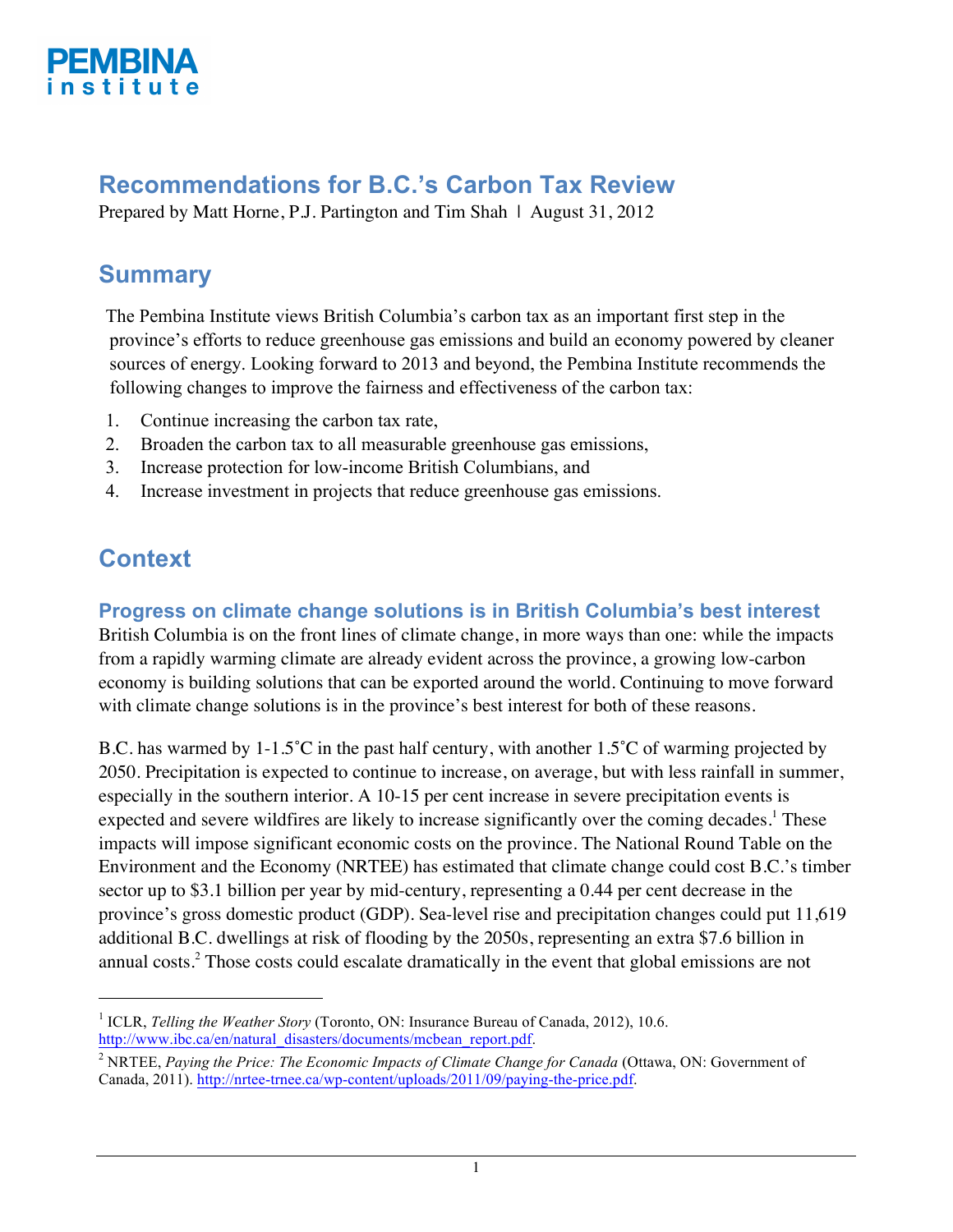# Recommendations for B.C.'s Carbon Tax Review

Prepared by Matt Horne, P.J. Partington and Tim Shah | August 31, 2012

## Summary

The Pembina Institute views British Columbia's carbon tax as an important first step in the province's efforts to reduce greenhouse gas emissions and build an economy powered by cleaner sources of energy. Looking forward to 2013 and beyond, the Pembina Institute recommends the following changes to improve the fairness and effectiveness of the carbon tax:

1. Continue increasing the carbon tax rate,
2. Broaden the carbon tax to all measurable greenhouse gas emissions,
3. Increase protection for low-income British Columbians, and
4. Increase investment in projects that reduce greenhouse gas emissions.

## Context

### Progress on climate change solutions is in British Columbia's best interest

British Columbia is on the front lines of climate change, in more ways than one: while the impacts from a rapidly warming climate are already evident across the province, a growing low-carbon economy is building solutions that can be exported around the world. Continuing to move forward with climate change solutions is in the province's best interest for both of these reasons.

B.C. has warmed by 1-1.5˚C in the past half century, with another 1.5˚C of warming projected by 2050. Precipitation is expected to continue to increase, on average, but with less rainfall in summer, especially in the southern interior. A 10-15 per cent increase in severe precipitation events is expected and severe wildfires are likely to increase significantly over the coming decades.[1] These impacts will impose significant economic costs on the province. The National Round Table on the Environment and the Economy (NRTEE) has estimated that climate change could cost B.C.'s timber sector up to $3.1 billion per year by mid-century, representing a 0.44 per cent decrease in the province's gross domestic product (GDP). Sea-level rise and precipitation changes could put 11,619 additional B.C. dwellings at risk of flooding by the 2050s, representing an extra $7.6 billion in annual costs.[2] Those costs could escalate dramatically in the event that global emissions are not

---

[1] ICLR, *Telling the Weather Story* (Toronto, ON: Insurance Bureau of Canada, 2012), 10.6. http://www.ibc.ca/en/natural_disasters/documents/mcbean_report.pdf.

[2] NRTEE, *Paying the Price: The Economic Impacts of Climate Change for Canada* (Ottawa, ON: Government of Canada, 2011). http://nrtee-trnee.ca/wp-content/uploads/2011/09/paying-the-price.pdf.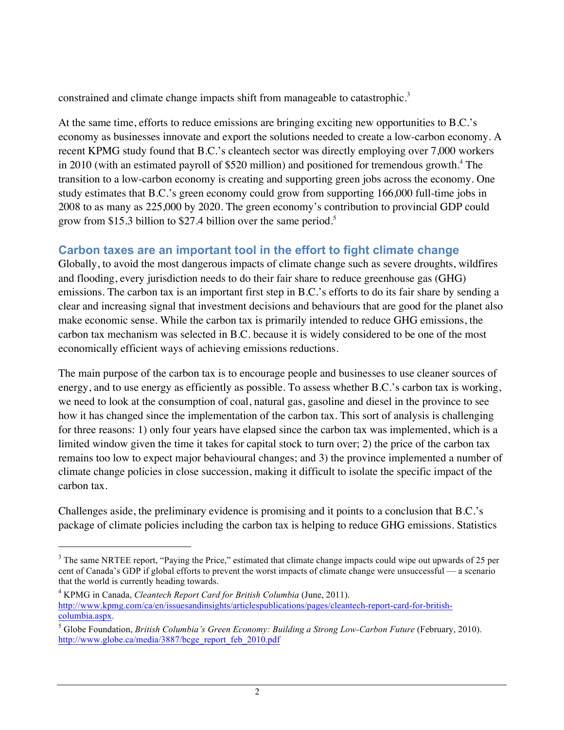constrained and climate change impacts shift from manageable to catastrophic.[3]

At the same time, efforts to reduce emissions are bringing exciting new opportunities to B.C.'s economy as businesses innovate and export the solutions needed to create a low-carbon economy. A recent KPMG study found that B.C.'s cleantech sector was directly employing over 7,000 workers in 2010 (with an estimated payroll of $520 million) and positioned for tremendous growth.[4] The transition to a low-carbon economy is creating and supporting green jobs across the economy. One study estimates that B.C.'s green economy could grow from supporting 166,000 full-time jobs in 2008 to as many as 225,000 by 2020. The green economy's contribution to provincial GDP could grow from $15.3 billion to $27.4 billion over the same period.[5]

## Carbon taxes are an important tool in the effort to fight climate change

Globally, to avoid the most dangerous impacts of climate change such as severe droughts, wildfires and flooding, every jurisdiction needs to do their fair share to reduce greenhouse gas (GHG) emissions. The carbon tax is an important first step in B.C.'s efforts to do its fair share by sending a clear and increasing signal that investment decisions and behaviours that are good for the planet also make economic sense. While the carbon tax is primarily intended to reduce GHG emissions, the carbon tax mechanism was selected in B.C. because it is widely considered to be one of the most economically efficient ways of achieving emissions reductions.

The main purpose of the carbon tax is to encourage people and businesses to use cleaner sources of energy, and to use energy as efficiently as possible. To assess whether B.C.'s carbon tax is working, we need to look at the consumption of coal, natural gas, gasoline and diesel in the province to see how it has changed since the implementation of the carbon tax. This sort of analysis is challenging for three reasons: 1) only four years have elapsed since the carbon tax was implemented, which is a limited window given the time it takes for capital stock to turn over; 2) the price of the carbon tax remains too low to expect major behavioural changes; and 3) the province implemented a number of climate change policies in close succession, making it difficult to isolate the specific impact of the carbon tax.

Challenges aside, the preliminary evidence is promising and it points to a conclusion that B.C.'s package of climate policies including the carbon tax is helping to reduce GHG emissions. Statistics

---

[3] The same NRTEE report, "Paying the Price," estimated that climate change impacts could wipe out upwards of 25 per cent of Canada's GDP if global efforts to prevent the worst impacts of climate change were unsuccessful — a scenario that the world is currently heading towards.

[4] KPMG in Canada, *Cleantech Report Card for British Columbia* (June, 2011). http://www.kpmg.com/ca/en/issuesandinsights/articlespublications/pages/cleantech-report-card-for-british-columbia.aspx.

[5] Globe Foundation, *British Columbia's Green Economy: Building a Strong Low-Carbon Future* (February, 2010). http://www.globe.ca/media/3887/bcge_report_feb_2010.pdf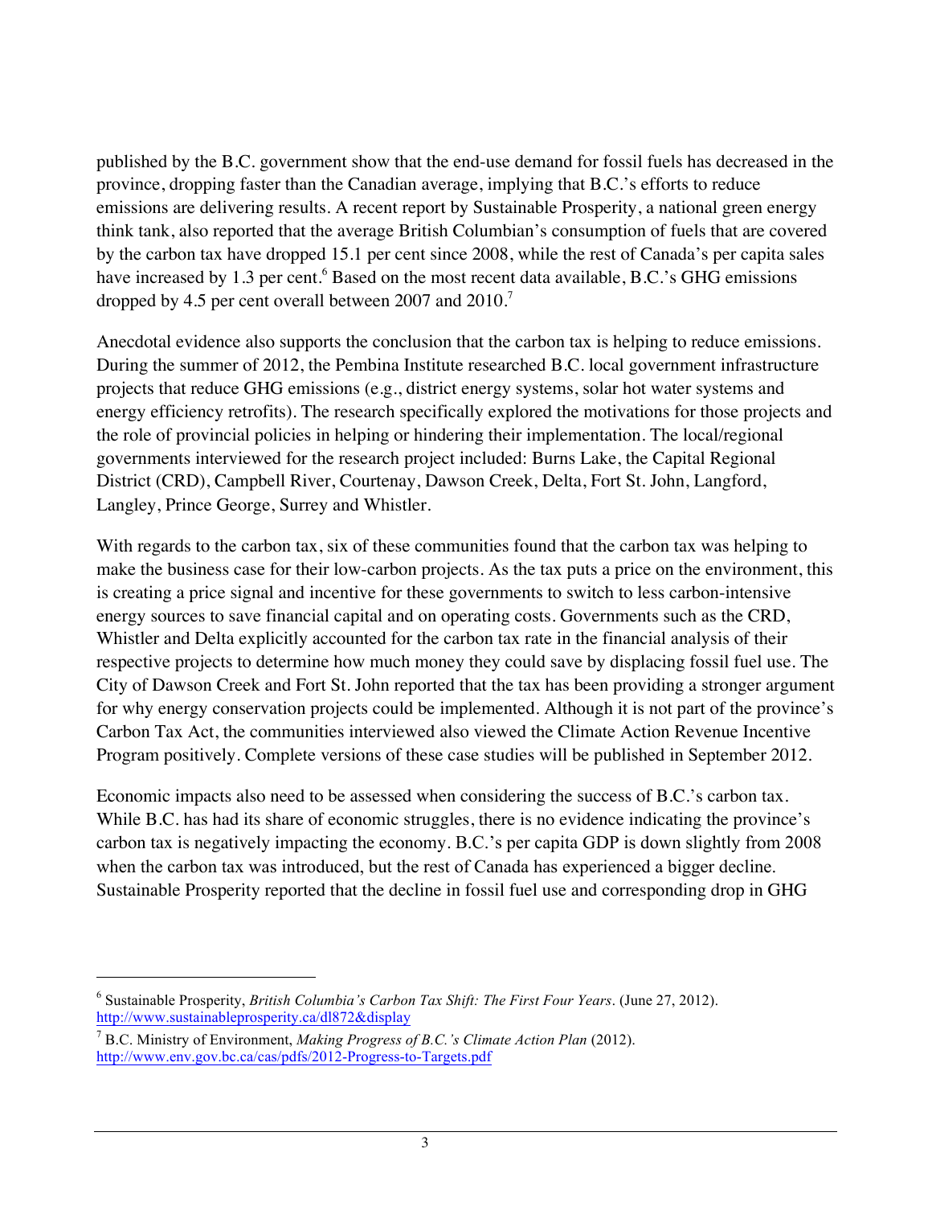published by the B.C. government show that the end-use demand for fossil fuels has decreased in the province, dropping faster than the Canadian average, implying that B.C.'s efforts to reduce emissions are delivering results. A recent report by Sustainable Prosperity, a national green energy think tank, also reported that the average British Columbian's consumption of fuels that are covered by the carbon tax have dropped 15.1 per cent since 2008, while the rest of Canada's per capita sales have increased by 1.3 per cent.[6] Based on the most recent data available, B.C.'s GHG emissions dropped by 4.5 per cent overall between 2007 and 2010.[7]

Anecdotal evidence also supports the conclusion that the carbon tax is helping to reduce emissions. During the summer of 2012, the Pembina Institute researched B.C. local government infrastructure projects that reduce GHG emissions (e.g., district energy systems, solar hot water systems and energy efficiency retrofits). The research specifically explored the motivations for those projects and the role of provincial policies in helping or hindering their implementation. The local/regional governments interviewed for the research project included: Burns Lake, the Capital Regional District (CRD), Campbell River, Courtenay, Dawson Creek, Delta, Fort St. John, Langford, Langley, Prince George, Surrey and Whistler.

With regards to the carbon tax, six of these communities found that the carbon tax was helping to make the business case for their low-carbon projects. As the tax puts a price on the environment, this is creating a price signal and incentive for these governments to switch to less carbon-intensive energy sources to save financial capital and on operating costs. Governments such as the CRD, Whistler and Delta explicitly accounted for the carbon tax rate in the financial analysis of their respective projects to determine how much money they could save by displacing fossil fuel use. The City of Dawson Creek and Fort St. John reported that the tax has been providing a stronger argument for why energy conservation projects could be implemented. Although it is not part of the province's Carbon Tax Act, the communities interviewed also viewed the Climate Action Revenue Incentive Program positively. Complete versions of these case studies will be published in September 2012.

Economic impacts also need to be assessed when considering the success of B.C.'s carbon tax. While B.C. has had its share of economic struggles, there is no evidence indicating the province's carbon tax is negatively impacting the economy. B.C.'s per capita GDP is down slightly from 2008 when the carbon tax was introduced, but the rest of Canada has experienced a bigger decline. Sustainable Prosperity reported that the decline in fossil fuel use and corresponding drop in GHG

---

[6] Sustainable Prosperity, *British Columbia's Carbon Tax Shift: The First Four Years*. (June 27, 2012). http://www.sustainableprosperity.ca/dl872&display

[7] B.C. Ministry of Environment, *Making Progress of B.C.'s Climate Action Plan* (2012). http://www.env.gov.bc.ca/cas/pdfs/2012-Progress-to-Targets.pdf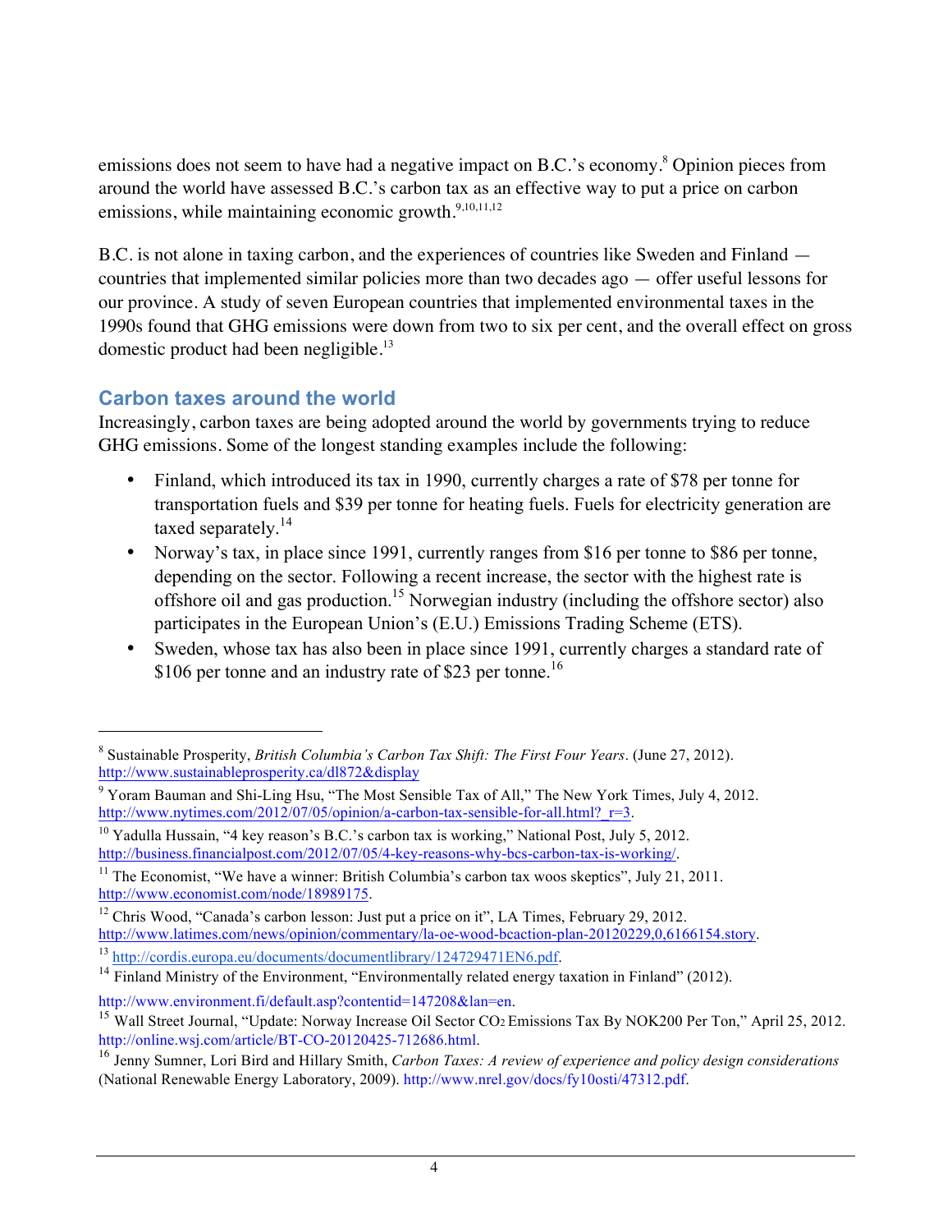emissions does not seem to have had a negative impact on B.C.'s economy.[8] Opinion pieces from around the world have assessed B.C.'s carbon tax as an effective way to put a price on carbon emissions, while maintaining economic growth.[9,10,11,12]

B.C. is not alone in taxing carbon, and the experiences of countries like Sweden and Finland — countries that implemented similar policies more than two decades ago — offer useful lessons for our province. A study of seven European countries that implemented environmental taxes in the 1990s found that GHG emissions were down from two to six per cent, and the overall effect on gross domestic product had been negligible.[13]

## Carbon taxes around the world

Increasingly, carbon taxes are being adopted around the world by governments trying to reduce GHG emissions. Some of the longest standing examples include the following:

- Finland, which introduced its tax in 1990, currently charges a rate of $78 per tonne for transportation fuels and $39 per tonne for heating fuels. Fuels for electricity generation are taxed separately.[14]
- Norway's tax, in place since 1991, currently ranges from $16 per tonne to $86 per tonne, depending on the sector. Following a recent increase, the sector with the highest rate is offshore oil and gas production.[15] Norwegian industry (including the offshore sector) also participates in the European Union's (E.U.) Emissions Trading Scheme (ETS).
- Sweden, whose tax has also been in place since 1991, currently charges a standard rate of $106 per tonne and an industry rate of $23 per tonne.[16]

---

[8] Sustainable Prosperity, *British Columbia's Carbon Tax Shift: The First Four Years*. (June 27, 2012). http://www.sustainableprosperity.ca/dl872&display

[9] Yoram Bauman and Shi-Ling Hsu, "The Most Sensible Tax of All," The New York Times, July 4, 2012. http://www.nytimes.com/2012/07/05/opinion/a-carbon-tax-sensible-for-all.html?_r=3.

[10] Yadulla Hussain, "4 key reason's B.C.'s carbon tax is working," National Post, July 5, 2012. http://business.financialpost.com/2012/07/05/4-key-reasons-why-bcs-carbon-tax-is-working/.

[11] The Economist, "We have a winner: British Columbia's carbon tax woos skeptics", July 21, 2011. http://www.economist.com/node/18989175.

[12] Chris Wood, "Canada's carbon lesson: Just put a price on it", LA Times, February 29, 2012. http://www.latimes.com/news/opinion/commentary/la-oe-wood-bcaction-plan-20120229,0,6166154.story.

[13] http://cordis.europa.eu/documents/documentlibrary/124729471EN6.pdf.

[14] Finland Ministry of the Environment, "Environmentally related energy taxation in Finland" (2012). http://www.environment.fi/default.asp?contentid=147208&lan=en.

[15] Wall Street Journal, "Update: Norway Increase Oil Sector $CO_2$ Emissions Tax By NOK200 Per Ton," April 25, 2012. http://online.wsj.com/article/BT-CO-20120425-712686.html.

[16] Jenny Sumner, Lori Bird and Hillary Smith, *Carbon Taxes: A review of experience and policy design considerations* (National Renewable Energy Laboratory, 2009). http://www.nrel.gov/docs/fy10osti/47312.pdf.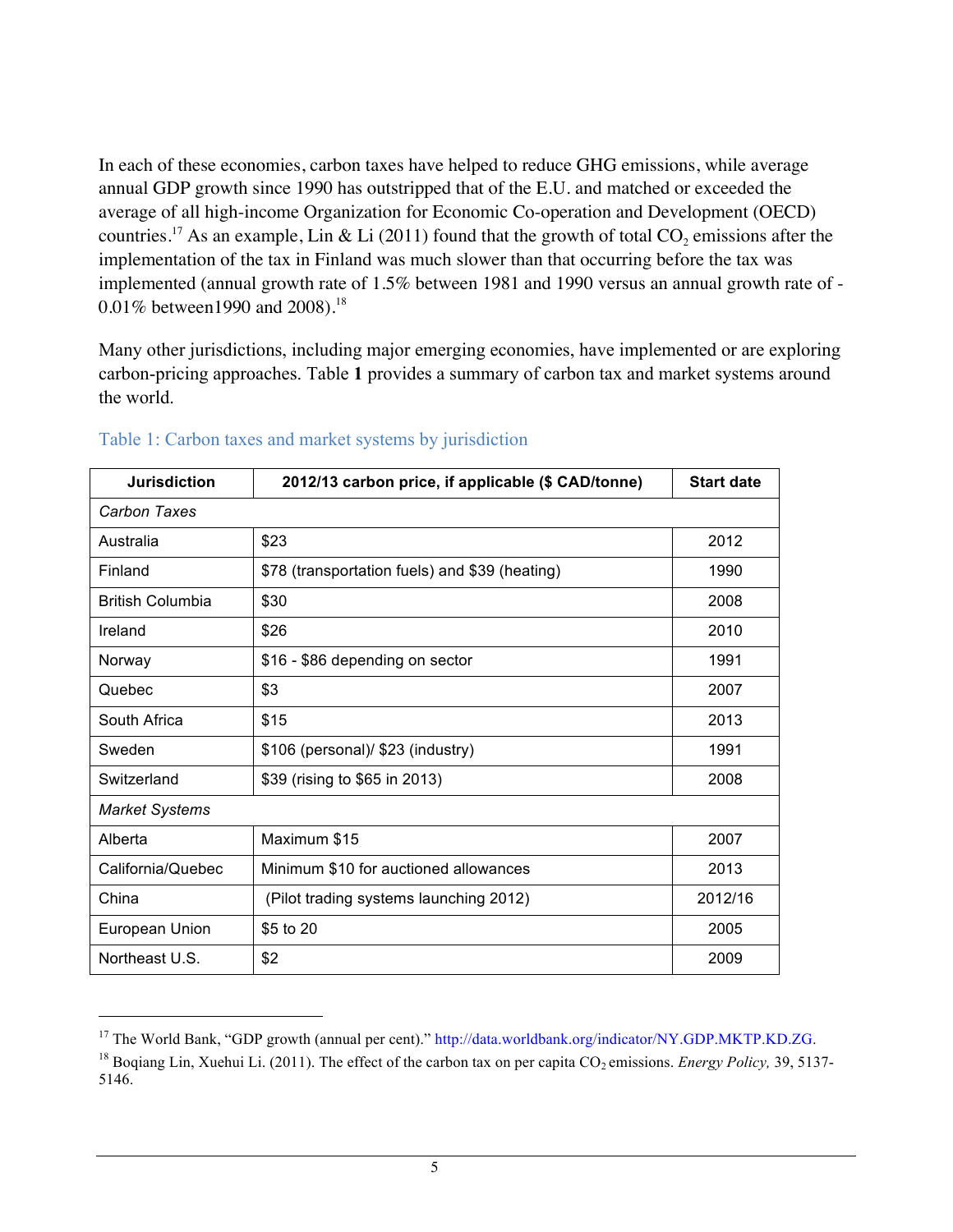In each of these economies, carbon taxes have helped to reduce GHG emissions, while average annual GDP growth since 1990 has outstripped that of the E.U. and matched or exceeded the average of all high-income Organization for Economic Co-operation and Development (OECD) countries.[17] As an example, Lin & Li (2011) found that the growth of total $CO_2$ emissions after the implementation of the tax in Finland was much slower than that occurring before the tax was implemented (annual growth rate of 1.5% between 1981 and 1990 versus an annual growth rate of -0.01% between1990 and 2008).[18]

Many other jurisdictions, including major emerging economies, have implemented or are exploring carbon-pricing approaches. Table **1** provides a summary of carbon tax and market systems around the world.

Table 1: Carbon taxes and market systems by jurisdiction

| Jurisdiction | 2012/13 carbon price, if applicable ($ CAD/tonne) | Start date |
|---|---|---|
| *Carbon Taxes* | | |
| Australia | $23 | 2012 |
| Finland | $78 (transportation fuels) and $39 (heating) | 1990 |
| British Columbia | $30 | 2008 |
| Ireland | $26 | 2010 |
| Norway | $16 - $86 depending on sector | 1991 |
| Quebec | $3 | 2007 |
| South Africa | $15 | 2013 |
| Sweden | $106 (personal)/ $23 (industry) | 1991 |
| Switzerland | $39 (rising to $65 in 2013) | 2008 |
| *Market Systems* | | |
| Alberta | Maximum $15 | 2007 |
| California/Quebec | Minimum $10 for auctioned allowances | 2013 |
| China | (Pilot trading systems launching 2012) | 2012/16 |
| European Union | $5 to 20 | 2005 |
| Northeast U.S. | $2 | 2009 |

[17] The World Bank, "GDP growth (annual per cent)." http://data.worldbank.org/indicator/NY.GDP.MKTP.KD.ZG.

[18] Boqiang Lin, Xuehui Li. (2011). The effect of the carbon tax on per capita $CO_2$ emissions. *Energy Policy,* 39, 5137-5146.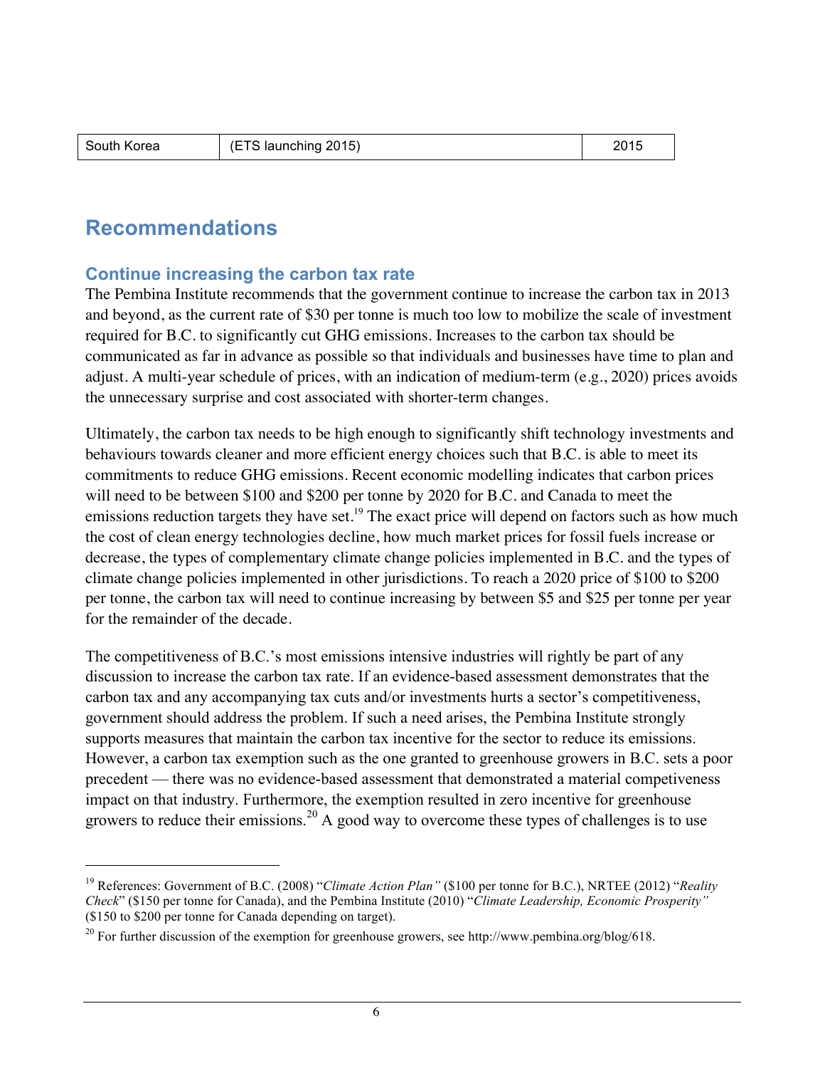| South Korea | (ETS launching 2015) | 2015 |
|---|---|---|

## Recommendations

### Continue increasing the carbon tax rate

The Pembina Institute recommends that the government continue to increase the carbon tax in 2013 and beyond, as the current rate of $30 per tonne is much too low to mobilize the scale of investment required for B.C. to significantly cut GHG emissions. Increases to the carbon tax should be communicated as far in advance as possible so that individuals and businesses have time to plan and adjust. A multi-year schedule of prices, with an indication of medium-term (e.g., 2020) prices avoids the unnecessary surprise and cost associated with shorter-term changes.

Ultimately, the carbon tax needs to be high enough to significantly shift technology investments and behaviours towards cleaner and more efficient energy choices such that B.C. is able to meet its commitments to reduce GHG emissions. Recent economic modelling indicates that carbon prices will need to be between $100 and $200 per tonne by 2020 for B.C. and Canada to meet the emissions reduction targets they have set.[19] The exact price will depend on factors such as how much the cost of clean energy technologies decline, how much market prices for fossil fuels increase or decrease, the types of complementary climate change policies implemented in B.C. and the types of climate change policies implemented in other jurisdictions. To reach a 2020 price of $100 to $200 per tonne, the carbon tax will need to continue increasing by between $5 and $25 per tonne per year for the remainder of the decade.

The competitiveness of B.C.'s most emissions intensive industries will rightly be part of any discussion to increase the carbon tax rate. If an evidence-based assessment demonstrates that the carbon tax and any accompanying tax cuts and/or investments hurts a sector's competitiveness, government should address the problem. If such a need arises, the Pembina Institute strongly supports measures that maintain the carbon tax incentive for the sector to reduce its emissions. However, a carbon tax exemption such as the one granted to greenhouse growers in B.C. sets a poor precedent — there was no evidence-based assessment that demonstrated a material competiveness impact on that industry. Furthermore, the exemption resulted in zero incentive for greenhouse growers to reduce their emissions.[20] A good way to overcome these types of challenges is to use

---

[19] References: Government of B.C. (2008) "*Climate Action Plan"* ($100 per tonne for B.C.), NRTEE (2012) "*Reality Check*" ($150 per tonne for Canada), and the Pembina Institute (2010) "*Climate Leadership, Economic Prosperity"* ($150 to $200 per tonne for Canada depending on target).

[20] For further discussion of the exemption for greenhouse growers, see http://www.pembina.org/blog/618.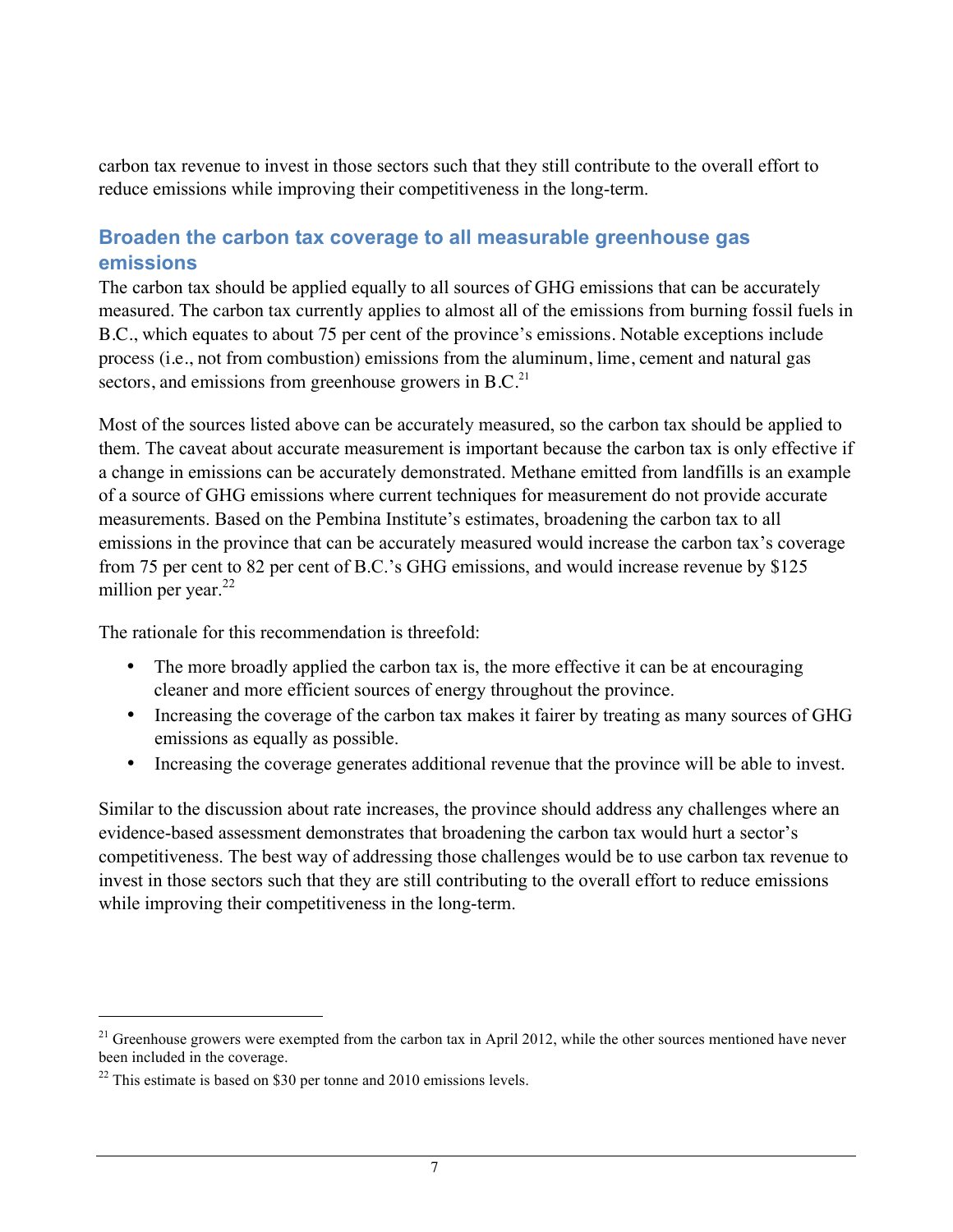carbon tax revenue to invest in those sectors such that they still contribute to the overall effort to reduce emissions while improving their competitiveness in the long-term.

## Broaden the carbon tax coverage to all measurable greenhouse gas emissions

The carbon tax should be applied equally to all sources of GHG emissions that can be accurately measured. The carbon tax currently applies to almost all of the emissions from burning fossil fuels in B.C., which equates to about 75 per cent of the province's emissions. Notable exceptions include process (i.e., not from combustion) emissions from the aluminum, lime, cement and natural gas sectors, and emissions from greenhouse growers in B.C.[21]

Most of the sources listed above can be accurately measured, so the carbon tax should be applied to them. The caveat about accurate measurement is important because the carbon tax is only effective if a change in emissions can be accurately demonstrated. Methane emitted from landfills is an example of a source of GHG emissions where current techniques for measurement do not provide accurate measurements. Based on the Pembina Institute's estimates, broadening the carbon tax to all emissions in the province that can be accurately measured would increase the carbon tax's coverage from 75 per cent to 82 per cent of B.C.'s GHG emissions, and would increase revenue by $125 million per year.[22]

The rationale for this recommendation is threefold:

- The more broadly applied the carbon tax is, the more effective it can be at encouraging cleaner and more efficient sources of energy throughout the province.
- Increasing the coverage of the carbon tax makes it fairer by treating as many sources of GHG emissions as equally as possible.
- Increasing the coverage generates additional revenue that the province will be able to invest.

Similar to the discussion about rate increases, the province should address any challenges where an evidence-based assessment demonstrates that broadening the carbon tax would hurt a sector's competitiveness. The best way of addressing those challenges would be to use carbon tax revenue to invest in those sectors such that they are still contributing to the overall effort to reduce emissions while improving their competitiveness in the long-term.

---

[21] Greenhouse growers were exempted from the carbon tax in April 2012, while the other sources mentioned have never been included in the coverage.

[22] This estimate is based on $30 per tonne and 2010 emissions levels.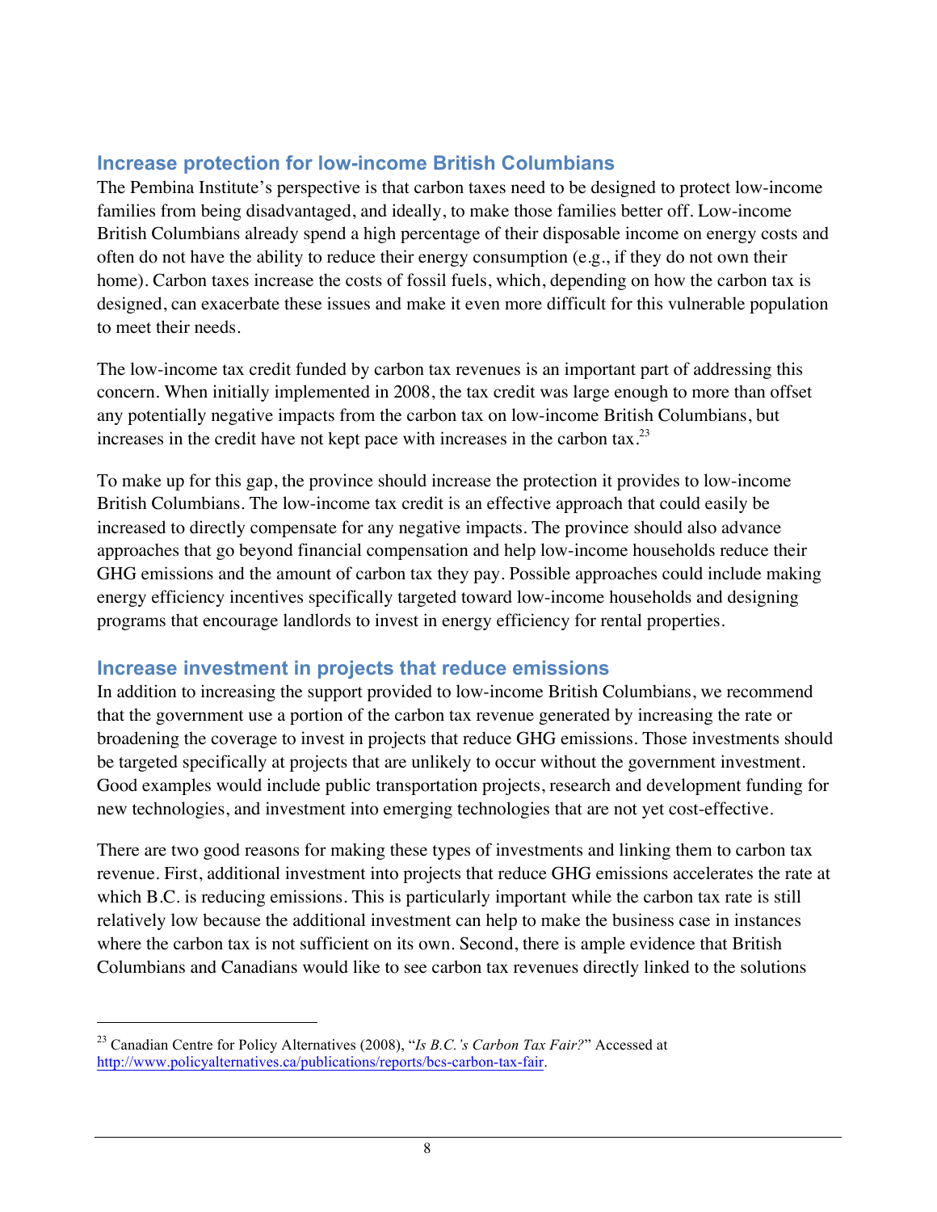## Increase protection for low-income British Columbians

The Pembina Institute's perspective is that carbon taxes need to be designed to protect low-income families from being disadvantaged, and ideally, to make those families better off. Low-income British Columbians already spend a high percentage of their disposable income on energy costs and often do not have the ability to reduce their energy consumption (e.g., if they do not own their home). Carbon taxes increase the costs of fossil fuels, which, depending on how the carbon tax is designed, can exacerbate these issues and make it even more difficult for this vulnerable population to meet their needs.

The low-income tax credit funded by carbon tax revenues is an important part of addressing this concern. When initially implemented in 2008, the tax credit was large enough to more than offset any potentially negative impacts from the carbon tax on low-income British Columbians, but increases in the credit have not kept pace with increases in the carbon tax.[23]

To make up for this gap, the province should increase the protection it provides to low-income British Columbians. The low-income tax credit is an effective approach that could easily be increased to directly compensate for any negative impacts. The province should also advance approaches that go beyond financial compensation and help low-income households reduce their GHG emissions and the amount of carbon tax they pay. Possible approaches could include making energy efficiency incentives specifically targeted toward low-income households and designing programs that encourage landlords to invest in energy efficiency for rental properties.

## Increase investment in projects that reduce emissions

In addition to increasing the support provided to low-income British Columbians, we recommend that the government use a portion of the carbon tax revenue generated by increasing the rate or broadening the coverage to invest in projects that reduce GHG emissions. Those investments should be targeted specifically at projects that are unlikely to occur without the government investment. Good examples would include public transportation projects, research and development funding for new technologies, and investment into emerging technologies that are not yet cost-effective.

There are two good reasons for making these types of investments and linking them to carbon tax revenue. First, additional investment into projects that reduce GHG emissions accelerates the rate at which B.C. is reducing emissions. This is particularly important while the carbon tax rate is still relatively low because the additional investment can help to make the business case in instances where the carbon tax is not sufficient on its own. Second, there is ample evidence that British Columbians and Canadians would like to see carbon tax revenues directly linked to the solutions

---

[23] Canadian Centre for Policy Alternatives (2008), "*Is B.C.'s Carbon Tax Fair?*" Accessed at http://www.policyalternatives.ca/publications/reports/bcs-carbon-tax-fair.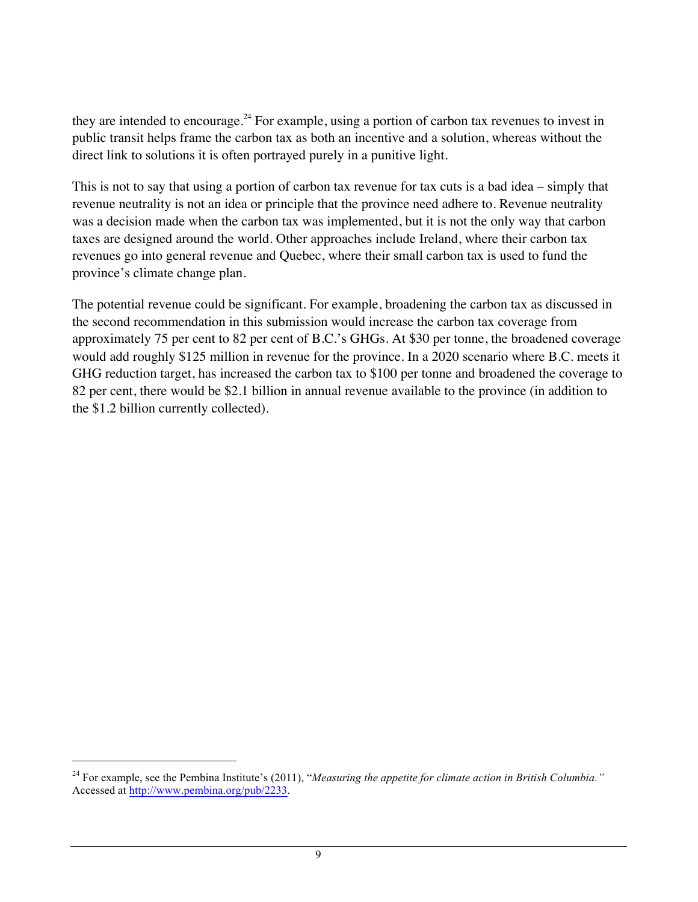they are intended to encourage.[24] For example, using a portion of carbon tax revenues to invest in public transit helps frame the carbon tax as both an incentive and a solution, whereas without the direct link to solutions it is often portrayed purely in a punitive light.

This is not to say that using a portion of carbon tax revenue for tax cuts is a bad idea – simply that revenue neutrality is not an idea or principle that the province need adhere to. Revenue neutrality was a decision made when the carbon tax was implemented, but it is not the only way that carbon taxes are designed around the world. Other approaches include Ireland, where their carbon tax revenues go into general revenue and Quebec, where their small carbon tax is used to fund the province's climate change plan.

The potential revenue could be significant. For example, broadening the carbon tax as discussed in the second recommendation in this submission would increase the carbon tax coverage from approximately 75 per cent to 82 per cent of B.C.'s GHGs. At $30 per tonne, the broadened coverage would add roughly $125 million in revenue for the province. In a 2020 scenario where B.C. meets it GHG reduction target, has increased the carbon tax to $100 per tonne and broadened the coverage to 82 per cent, there would be $2.1 billion in annual revenue available to the province (in addition to the $1.2 billion currently collected).

---

[24] For example, see the Pembina Institute's (2011), "*Measuring the appetite for climate action in British Columbia.*" Accessed at http://www.pembina.org/pub/2233.